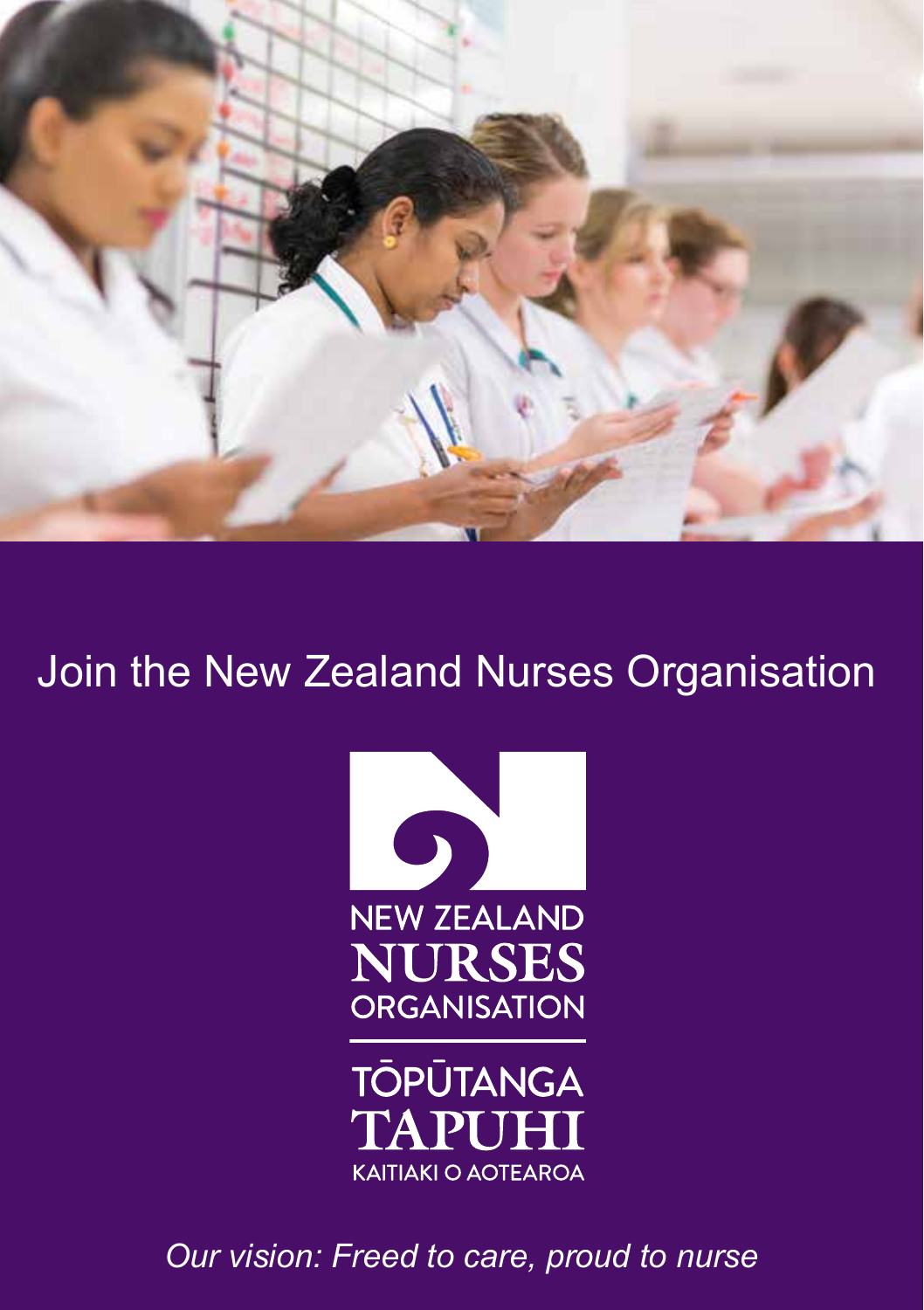# Join the New Zealand Nurses Organisation

NEW ZEALAND
NURSES
ORGANISATION

TŌPŪTANGA
TAPUHI
KAITIAKI O AOTEAROA

*Our vision: Freed to care, proud to nurse*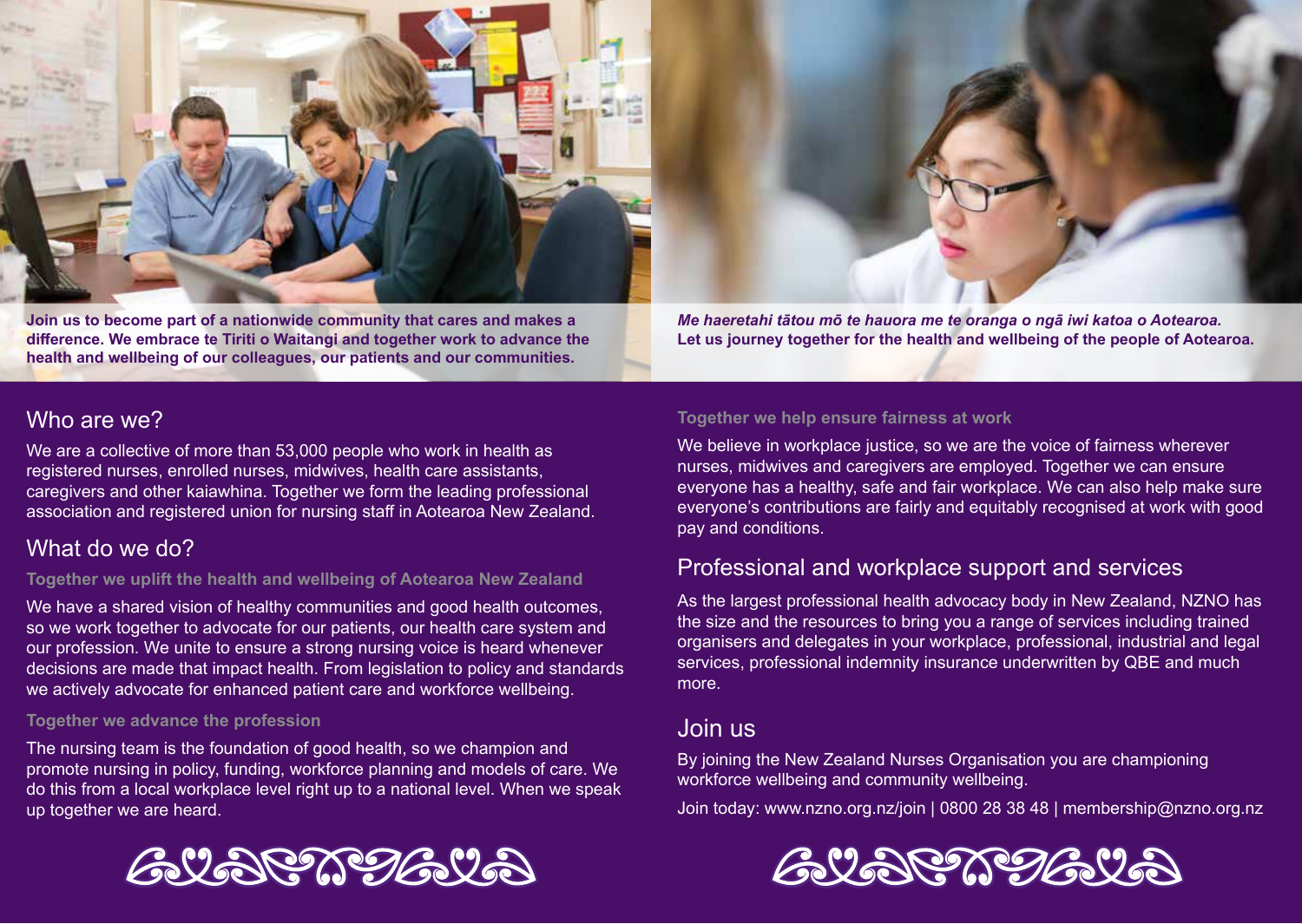**Join us to become part of a nationwide community that cares and makes a difference. We embrace te Tiriti o Waitangi and together work to advance the health and wellbeing of our colleagues, our patients and our communities.**

***Me haeretahi tātou mō te hauora me te oranga o ngā iwi katoa o Aotearoa.***
**Let us journey together for the health and wellbeing of the people of Aotearoa.**

## Who are we?

We are a collective of more than 53,000 people who work in health as registered nurses, enrolled nurses, midwives, health care assistants, caregivers and other kaiawhina. Together we form the leading professional association and registered union for nursing staff in Aotearoa New Zealand.

## What do we do?

### Together we uplift the health and wellbeing of Aotearoa New Zealand

We have a shared vision of healthy communities and good health outcomes, so we work together to advocate for our patients, our health care system and our profession. We unite to ensure a strong nursing voice is heard whenever decisions are made that impact health. From legislation to policy and standards we actively advocate for enhanced patient care and workforce wellbeing.

### Together we advance the profession

The nursing team is the foundation of good health, so we champion and promote nursing in policy, funding, workforce planning and models of care. We do this from a local workplace level right up to a national level. When we speak up together we are heard.

### Together we help ensure fairness at work

We believe in workplace justice, so we are the voice of fairness wherever nurses, midwives and caregivers are employed. Together we can ensure everyone has a healthy, safe and fair workplace. We can also help make sure everyone's contributions are fairly and equitably recognised at work with good pay and conditions.

## Professional and workplace support and services

As the largest professional health advocacy body in New Zealand, NZNO has the size and the resources to bring you a range of services including trained organisers and delegates in your workplace, professional, industrial and legal services, professional indemnity insurance underwritten by QBE and much more.

## Join us

By joining the New Zealand Nurses Organisation you are championing workforce wellbeing and community wellbeing.

Join today: www.nzno.org.nz/join | 0800 28 38 48 | membership@nzno.org.nz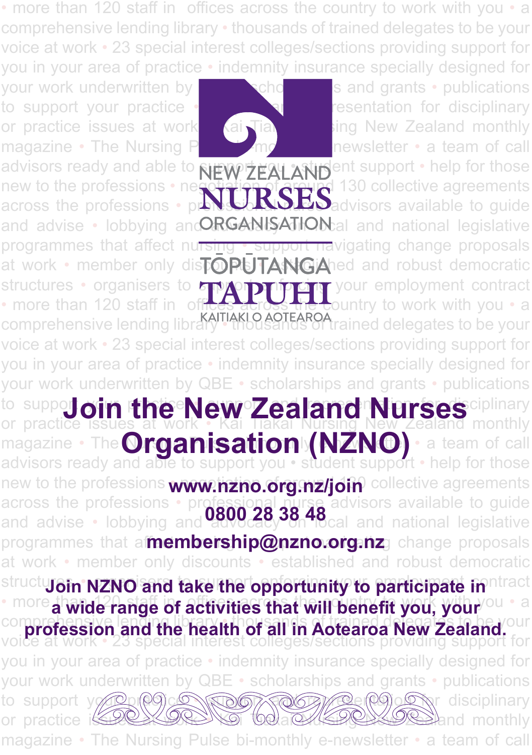NEW ZEALAND **NURSES** ORGANISATION

TŌPŪTANGA **TAPUHI** KAITIAKI O AOTEAROA

# Join the New Zealand Nurses Organisation (NZNO)

**www.nzno.org.nz/join**

**0800 28 38 48**

**membership@nzno.org.nz**

**Join NZNO and take the opportunity to participate in a wide range of activities that will benefit you, your profession and the health of all in Aotearoa New Zealand.**

• more than 120 staff in offices across the country to work with you • a comprehensive lending library • thousands of trained delegates to be your voice at work • 23 special interest colleges/sections providing support for you in your area of practice • indemnity insurance specially designed for your work underwritten by QBE • scholarships and grants • publications to support your practice • support and representation for disciplinary or practice issues at work • Kai Tiaki Nursing New Zealand monthly magazine • The Nursing Pulse bi-monthly e-newsletter • a team of call advisors ready and able to support you • student support • help for those new to the professions • negotiation of around 130 collective agreements across the professions • professional nurse advisors available to guide and advise • lobbying and advocacy on local and national legislative programmes that affect nursing • support navigating change proposals at work • member only discounts • established and robust democratic structures • organisers to support enforcing your employment contract